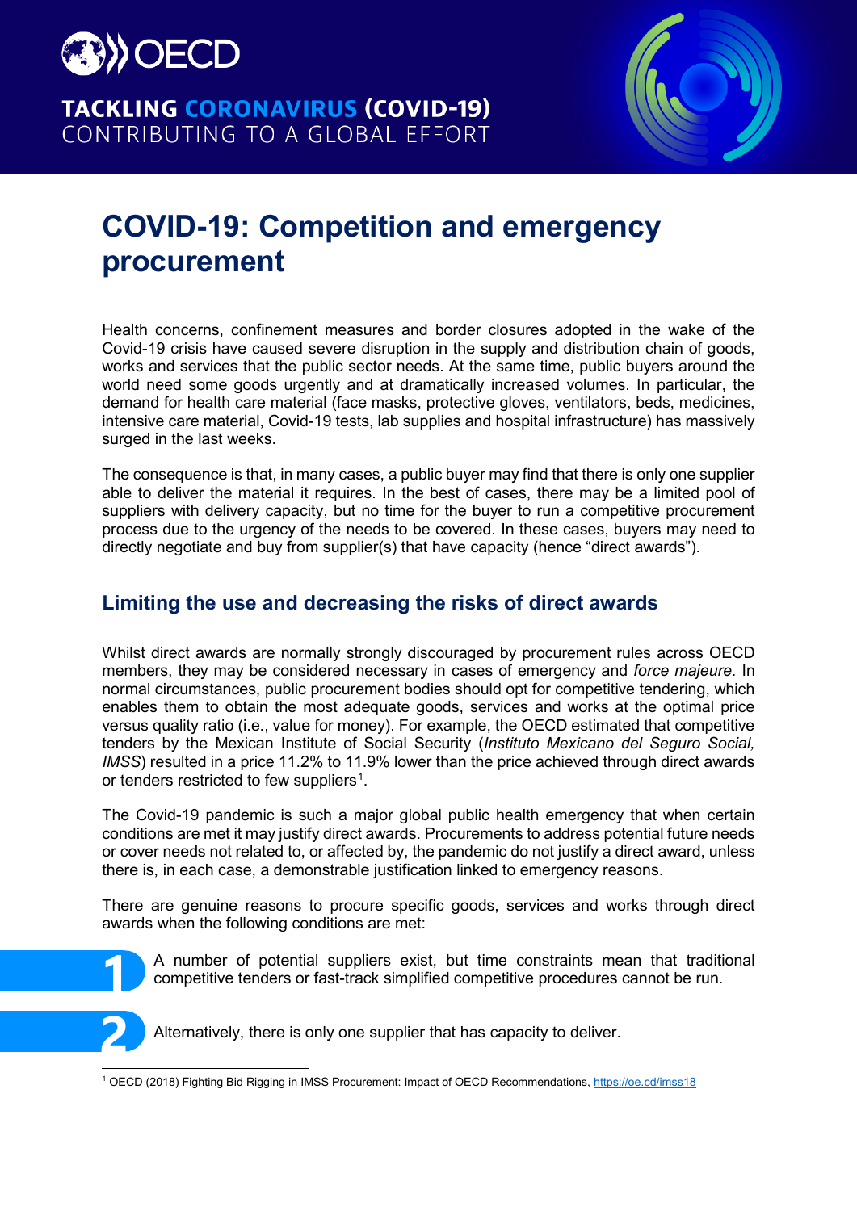TACKLING CORONAVIRUS (COVID-19)
CONTRIBUTING TO A GLOBAL EFFORT

# COVID-19: Competition and emergency procurement

Health concerns, confinement measures and border closures adopted in the wake of the Covid-19 crisis have caused severe disruption in the supply and distribution chain of goods, works and services that the public sector needs. At the same time, public buyers around the world need some goods urgently and at dramatically increased volumes. In particular, the demand for health care material (face masks, protective gloves, ventilators, beds, medicines, intensive care material, Covid-19 tests, lab supplies and hospital infrastructure) has massively surged in the last weeks.

The consequence is that, in many cases, a public buyer may find that there is only one supplier able to deliver the material it requires. In the best of cases, there may be a limited pool of suppliers with delivery capacity, but no time for the buyer to run a competitive procurement process due to the urgency of the needs to be covered. In these cases, buyers may need to directly negotiate and buy from supplier(s) that have capacity (hence "direct awards").

## Limiting the use and decreasing the risks of direct awards

Whilst direct awards are normally strongly discouraged by procurement rules across OECD members, they may be considered necessary in cases of emergency and *force majeure*. In normal circumstances, public procurement bodies should opt for competitive tendering, which enables them to obtain the most adequate goods, services and works at the optimal price versus quality ratio (i.e., value for money). For example, the OECD estimated that competitive tenders by the Mexican Institute of Social Security (*Instituto Mexicano del Seguro Social, IMSS*) resulted in a price 11.2% to 11.9% lower than the price achieved through direct awards or tenders restricted to few suppliers[1].

The Covid-19 pandemic is such a major global public health emergency that when certain conditions are met it may justify direct awards. Procurements to address potential future needs or cover needs not related to, or affected by, the pandemic do not justify a direct award, unless there is, in each case, a demonstrable justification linked to emergency reasons.

There are genuine reasons to procure specific goods, services and works through direct awards when the following conditions are met:

1. A number of potential suppliers exist, but time constraints mean that traditional competitive tenders or fast-track simplified competitive procedures cannot be run.
2. Alternatively, there is only one supplier that has capacity to deliver.

[1] OECD (2018) Fighting Bid Rigging in IMSS Procurement: Impact of OECD Recommendations, https://oe.cd/imss18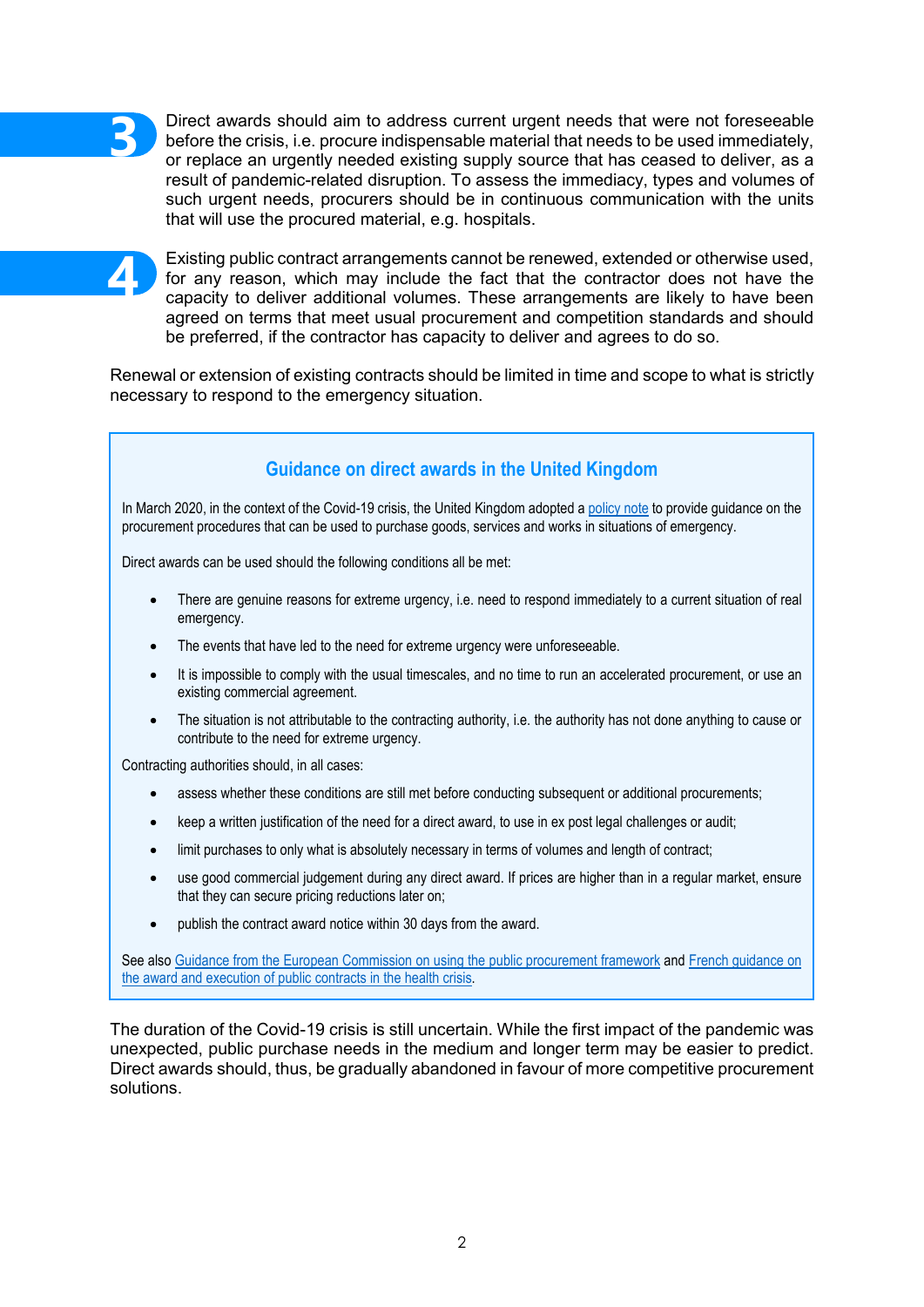3. Direct awards should aim to address current urgent needs that were not foreseeable before the crisis, i.e. procure indispensable material that needs to be used immediately, or replace an urgently needed existing supply source that has ceased to deliver, as a result of pandemic-related disruption. To assess the immediacy, types and volumes of such urgent needs, procurers should be in continuous communication with the units that will use the procured material, e.g. hospitals.

4. Existing public contract arrangements cannot be renewed, extended or otherwise used, for any reason, which may include the fact that the contractor does not have the capacity to deliver additional volumes. These arrangements are likely to have been agreed on terms that meet usual procurement and competition standards and should be preferred, if the contractor has capacity to deliver and agrees to do so.

Renewal or extension of existing contracts should be limited in time and scope to what is strictly necessary to respond to the emergency situation.

## Guidance on direct awards in the United Kingdom

In March 2020, in the context of the Covid-19 crisis, the United Kingdom adopted a policy note to provide guidance on the procurement procedures that can be used to purchase goods, services and works in situations of emergency.

Direct awards can be used should the following conditions all be met:

- There are genuine reasons for extreme urgency, i.e. need to respond immediately to a current situation of real emergency.
- The events that have led to the need for extreme urgency were unforeseeable.
- It is impossible to comply with the usual timescales, and no time to run an accelerated procurement, or use an existing commercial agreement.
- The situation is not attributable to the contracting authority, i.e. the authority has not done anything to cause or contribute to the need for extreme urgency.

Contracting authorities should, in all cases:

- assess whether these conditions are still met before conducting subsequent or additional procurements;
- keep a written justification of the need for a direct award, to use in ex post legal challenges or audit;
- limit purchases to only what is absolutely necessary in terms of volumes and length of contract;
- use good commercial judgement during any direct award. If prices are higher than in a regular market, ensure that they can secure pricing reductions later on;
- publish the contract award notice within 30 days from the award.

See also Guidance from the European Commission on using the public procurement framework and French guidance on the award and execution of public contracts in the health crisis.

The duration of the Covid-19 crisis is still uncertain. While the first impact of the pandemic was unexpected, public purchase needs in the medium and longer term may be easier to predict. Direct awards should, thus, be gradually abandoned in favour of more competitive procurement solutions.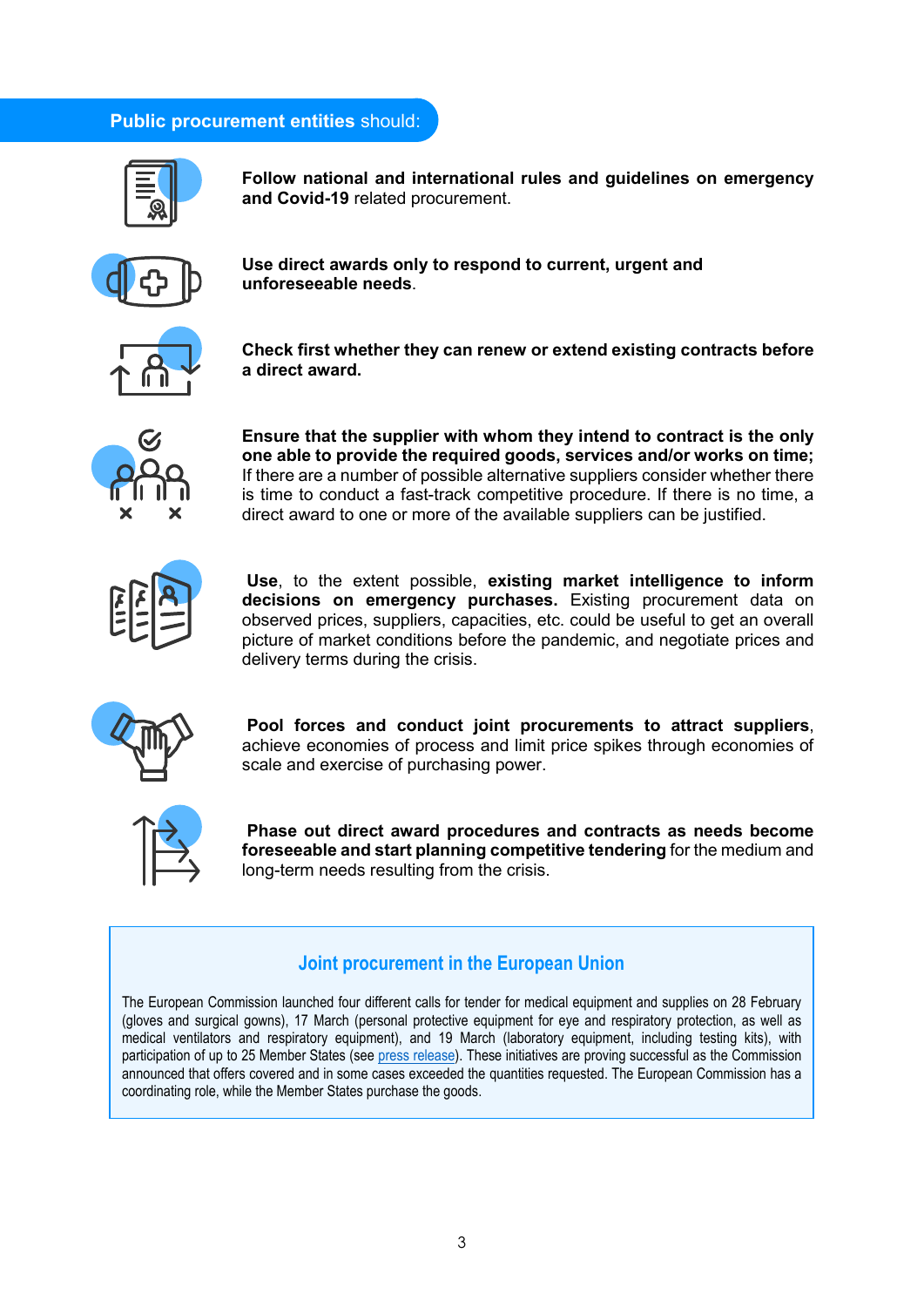## **Public procurement entities** should:

- **Follow national and international rules and guidelines on emergency and Covid-19** related procurement.

- **Use direct awards only to respond to current, urgent and unforeseeable needs**.

- **Check first whether they can renew or extend existing contracts before a direct award.**

- **Ensure that the supplier with whom they intend to contract is the only one able to provide the required goods, services and/or works on time;** If there are a number of possible alternative suppliers consider whether there is time to conduct a fast-track competitive procedure. If there is no time, a direct award to one or more of the available suppliers can be justified.

- **Use**, to the extent possible, **existing market intelligence to inform decisions on emergency purchases.** Existing procurement data on observed prices, suppliers, capacities, etc. could be useful to get an overall picture of market conditions before the pandemic, and negotiate prices and delivery terms during the crisis.

- **Pool forces and conduct joint procurements to attract suppliers**, achieve economies of process and limit price spikes through economies of scale and exercise of purchasing power.

- **Phase out direct award procedures and contracts as needs become foreseeable and start planning competitive tendering** for the medium and long-term needs resulting from the crisis.

### Joint procurement in the European Union

The European Commission launched four different calls for tender for medical equipment and supplies on 28 February (gloves and surgical gowns), 17 March (personal protective equipment for eye and respiratory protection, as well as medical ventilators and respiratory equipment), and 19 March (laboratory equipment, including testing kits), with participation of up to 25 Member States (see press release). These initiatives are proving successful as the Commission announced that offers covered and in some cases exceeded the quantities requested. The European Commission has a coordinating role, while the Member States purchase the goods.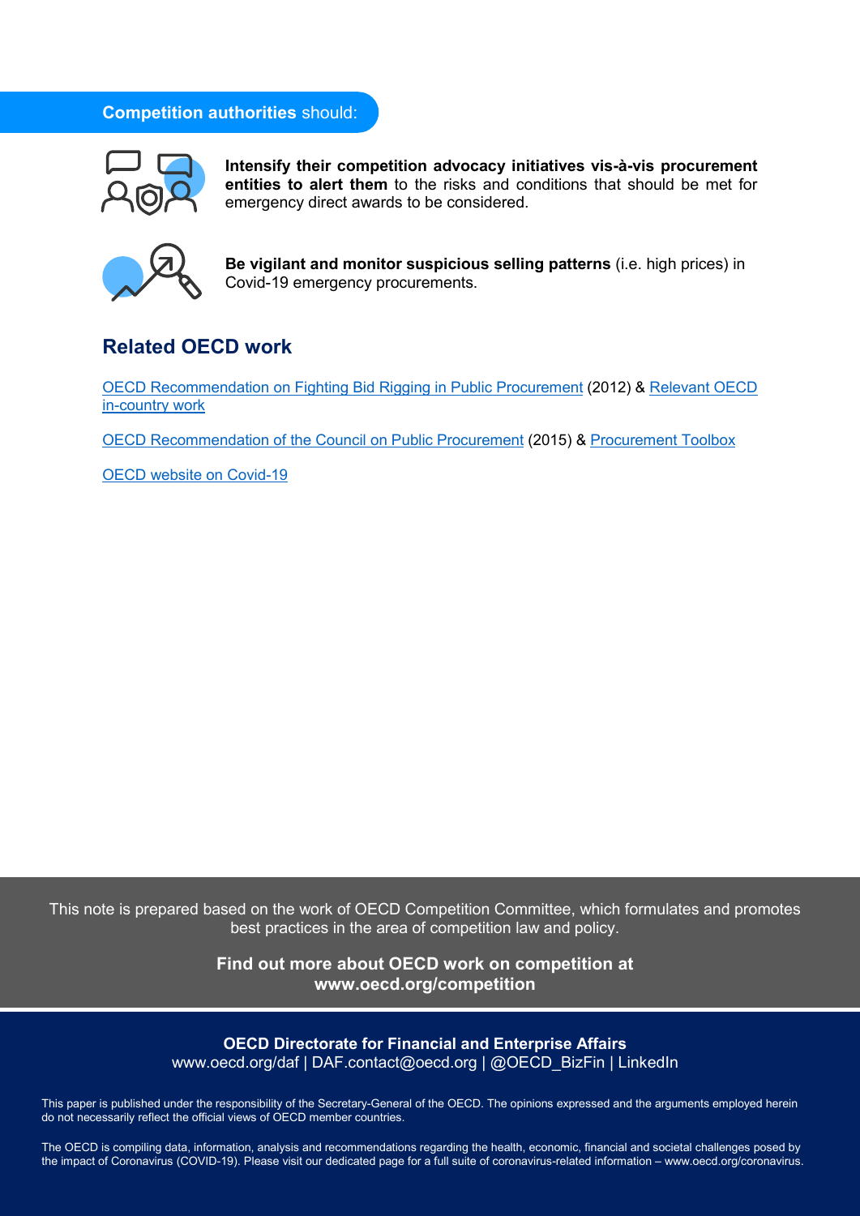**Competition authorities** should:

**Intensify their competition advocacy initiatives vis-à-vis procurement entities to alert them** to the risks and conditions that should be met for emergency direct awards to be considered.

**Be vigilant and monitor suspicious selling patterns** (i.e. high prices) in Covid-19 emergency procurements.

## Related OECD work

OECD Recommendation on Fighting Bid Rigging in Public Procurement (2012) & Relevant OECD in-country work

OECD Recommendation of the Council on Public Procurement (2015) & Procurement Toolbox

OECD website on Covid-19

This note is prepared based on the work of OECD Competition Committee, which formulates and promotes best practices in the area of competition law and policy.

**Find out more about OECD work on competition at www.oecd.org/competition**

**OECD Directorate for Financial and Enterprise Affairs**
www.oecd.org/daf | DAF.contact@oecd.org | @OECD_BizFin | LinkedIn

This paper is published under the responsibility of the Secretary-General of the OECD. The opinions expressed and the arguments employed herein do not necessarily reflect the official views of OECD member countries.

The OECD is compiling data, information, analysis and recommendations regarding the health, economic, financial and societal challenges posed by the impact of Coronavirus (COVID-19). Please visit our dedicated page for a full suite of coronavirus-related information – www.oecd.org/coronavirus.